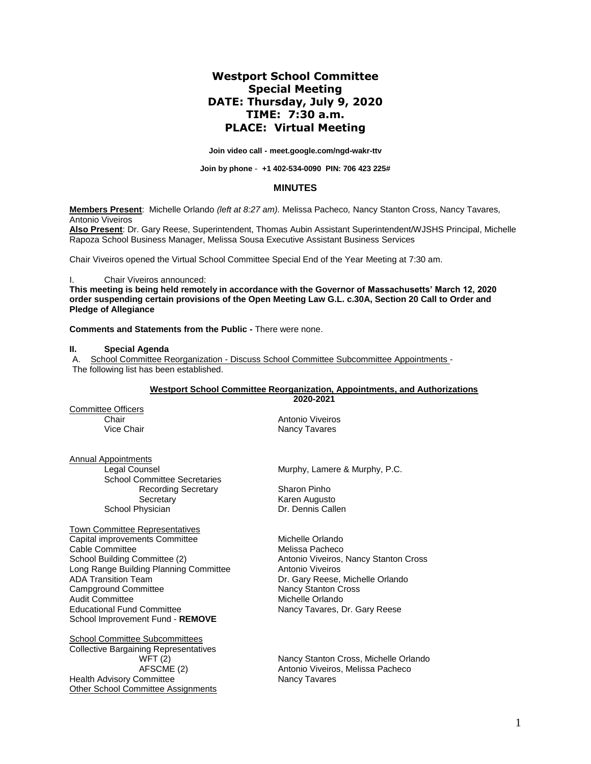# Westport School Committee
## Special Meeting
## DATE: Thursday, July 9, 2020
## TIME: 7:30 a.m.
## PLACE: Virtual Meeting

**Join video call - meet.google.com/ngd-wakr-ttv**

**Join by phone - +1 402-534-0090 PIN: 706 423 225#**

## MINUTES

**Members Present**: Michelle Orlando *(left at 8:27 am).* Melissa Pacheco*,* Nancy Stanton Cross, Nancy Tavares*,* Antonio Viveiros
**Also Present**: Dr. Gary Reese, Superintendent, Thomas Aubin Assistant Superintendent/WJSHS Principal, Michelle Rapoza School Business Manager, Melissa Sousa Executive Assistant Business Services

Chair Viveiros opened the Virtual School Committee Special End of the Year Meeting at 7:30 am.

I. Chair Viveiros announced:
**This meeting is being held remotely in accordance with the Governor of Massachusetts' March 12, 2020 order suspending certain provisions of the Open Meeting Law G.L. c.30A, Section 20 Call to Order and Pledge of Allegiance**

**Comments and Statements from the Public -** There were none.

**II. Special Agenda**
A. School Committee Reorganization - Discuss School Committee Subcommittee Appointments - The following list has been established.

**Westport School Committee Reorganization, Appointments, and Authorizations 2020-2021**

Committee Officers

| | |
|---|---|
| Chair | Antonio Viveiros |
| Vice Chair | Nancy Tavares |

Annual Appointments

| | |
|---|---|
| Legal Counsel | Murphy, Lamere & Murphy, P.C. |
| School Committee Secretaries | |
| Recording Secretary | Sharon Pinho |
| Secretary | Karen Augusto |
| School Physician | Dr. Dennis Callen |

Town Committee Representatives

| | |
|---|---|
| Capital improvements Committee | Michelle Orlando |
| Cable Committee | Melissa Pacheco |
| School Building Committee (2) | Antonio Viveiros, Nancy Stanton Cross |
| Long Range Building Planning Committee | Antonio Viveiros |
| ADA Transition Team | Dr. Gary Reese, Michelle Orlando |
| Campground Committee | Nancy Stanton Cross |
| Audit Committee | Michelle Orlando |
| Educational Fund Committee | Nancy Tavares, Dr. Gary Reese |
| School Improvement Fund - **REMOVE** | |

School Committee Subcommittees

| | |
|---|---|
| Collective Bargaining Representatives | |
| WFT (2) | Nancy Stanton Cross, Michelle Orlando |
| AFSCME (2) | Antonio Viveiros, Melissa Pacheco |
| Health Advisory Committee | Nancy Tavares |

Other School Committee Assignments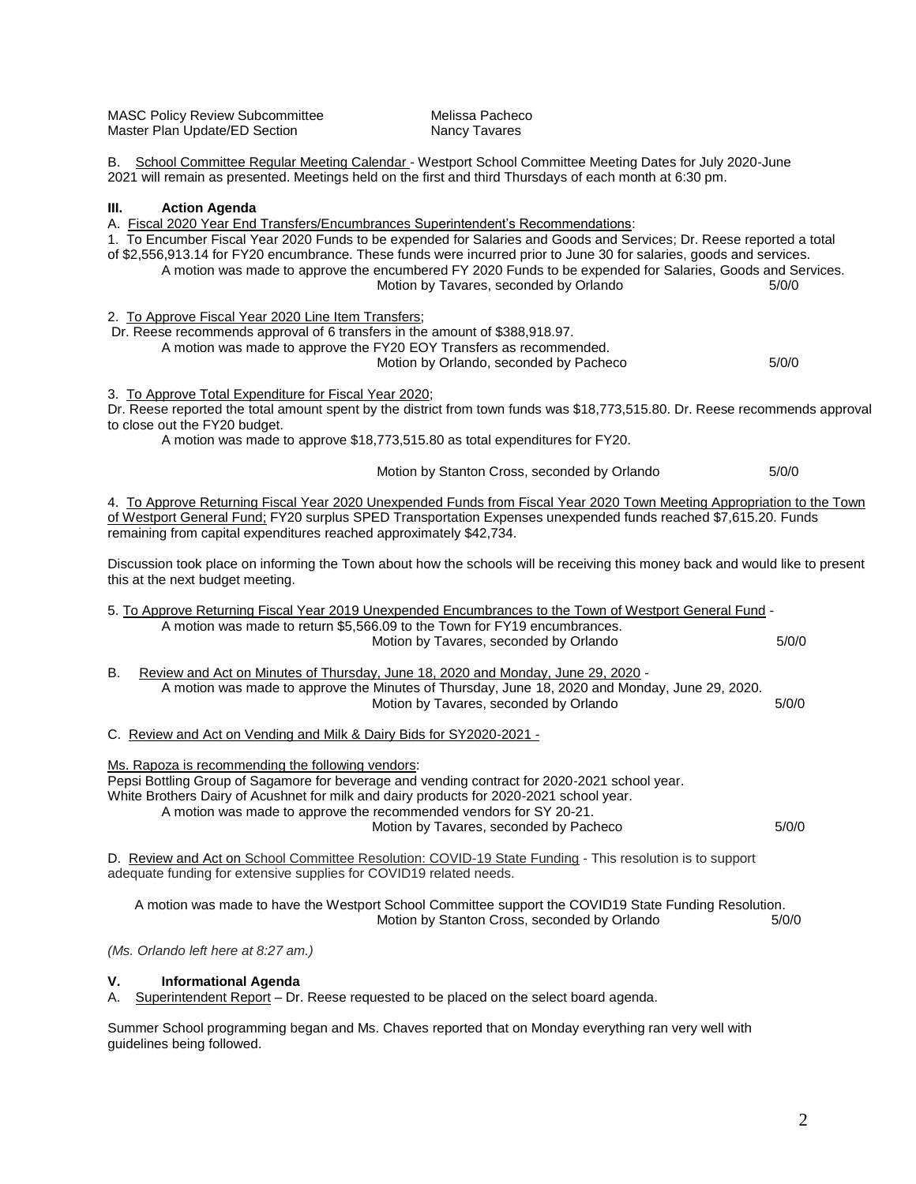| | |
|---|---|
| MASC Policy Review Subcommittee | Melissa Pacheco |
| Master Plan Update/ED Section | Nancy Tavares |

B. School Committee Regular Meeting Calendar - Westport School Committee Meeting Dates for July 2020-June 2021 will remain as presented. Meetings held on the first and third Thursdays of each month at 6:30 pm.

## III. Action Agenda

A. Fiscal 2020 Year End Transfers/Encumbrances Superintendent's Recommendations:

1. To Encumber Fiscal Year 2020 Funds to be expended for Salaries and Goods and Services; Dr. Reese reported a total of $2,556,913.14 for FY20 encumbrance. These funds were incurred prior to June 30 for salaries, goods and services.

   A motion was made to approve the encumbered FY 2020 Funds to be expended for Salaries, Goods and Services.
   Motion by Tavares, seconded by Orlando 5/0/0

2. To Approve Fiscal Year 2020 Line Item Transfers;
   Dr. Reese recommends approval of 6 transfers in the amount of $388,918.97.

   A motion was made to approve the FY20 EOY Transfers as recommended.
   Motion by Orlando, seconded by Pacheco 5/0/0

3. To Approve Total Expenditure for Fiscal Year 2020;
   Dr. Reese reported the total amount spent by the district from town funds was $18,773,515.80. Dr. Reese recommends approval to close out the FY20 budget.

   A motion was made to approve $18,773,515.80 as total expenditures for FY20.

   Motion by Stanton Cross, seconded by Orlando 5/0/0

4. To Approve Returning Fiscal Year 2020 Unexpended Funds from Fiscal Year 2020 Town Meeting Appropriation to the Town of Westport General Fund; FY20 surplus SPED Transportation Expenses unexpended funds reached $7,615.20. Funds remaining from capital expenditures reached approximately $42,734.

   Discussion took place on informing the Town about how the schools will be receiving this money back and would like to present this at the next budget meeting.

5. To Approve Returning Fiscal Year 2019 Unexpended Encumbrances to the Town of Westport General Fund -
   A motion was made to return $5,566.09 to the Town for FY19 encumbrances.
   Motion by Tavares, seconded by Orlando 5/0/0

B. Review and Act on Minutes of Thursday, June 18, 2020 and Monday, June 29, 2020 -
   A motion was made to approve the Minutes of Thursday, June 18, 2020 and Monday, June 29, 2020.
   Motion by Tavares, seconded by Orlando 5/0/0

C. Review and Act on Vending and Milk & Dairy Bids for SY2020-2021 -

Ms. Rapoza is recommending the following vendors:
Pepsi Bottling Group of Sagamore for beverage and vending contract for 2020-2021 school year.
White Brothers Dairy of Acushnet for milk and dairy products for 2020-2021 school year.

   A motion was made to approve the recommended vendors for SY 20-21.
   Motion by Tavares, seconded by Pacheco 5/0/0

D. Review and Act on School Committee Resolution: COVID-19 State Funding - This resolution is to support adequate funding for extensive supplies for COVID19 related needs.

   A motion was made to have the Westport School Committee support the COVID19 State Funding Resolution.
   Motion by Stanton Cross, seconded by Orlando 5/0/0

*(Ms. Orlando left here at 8:27 am.)*

## V. Informational Agenda

A. Superintendent Report – Dr. Reese requested to be placed on the select board agenda.

Summer School programming began and Ms. Chaves reported that on Monday everything ran very well with guidelines being followed.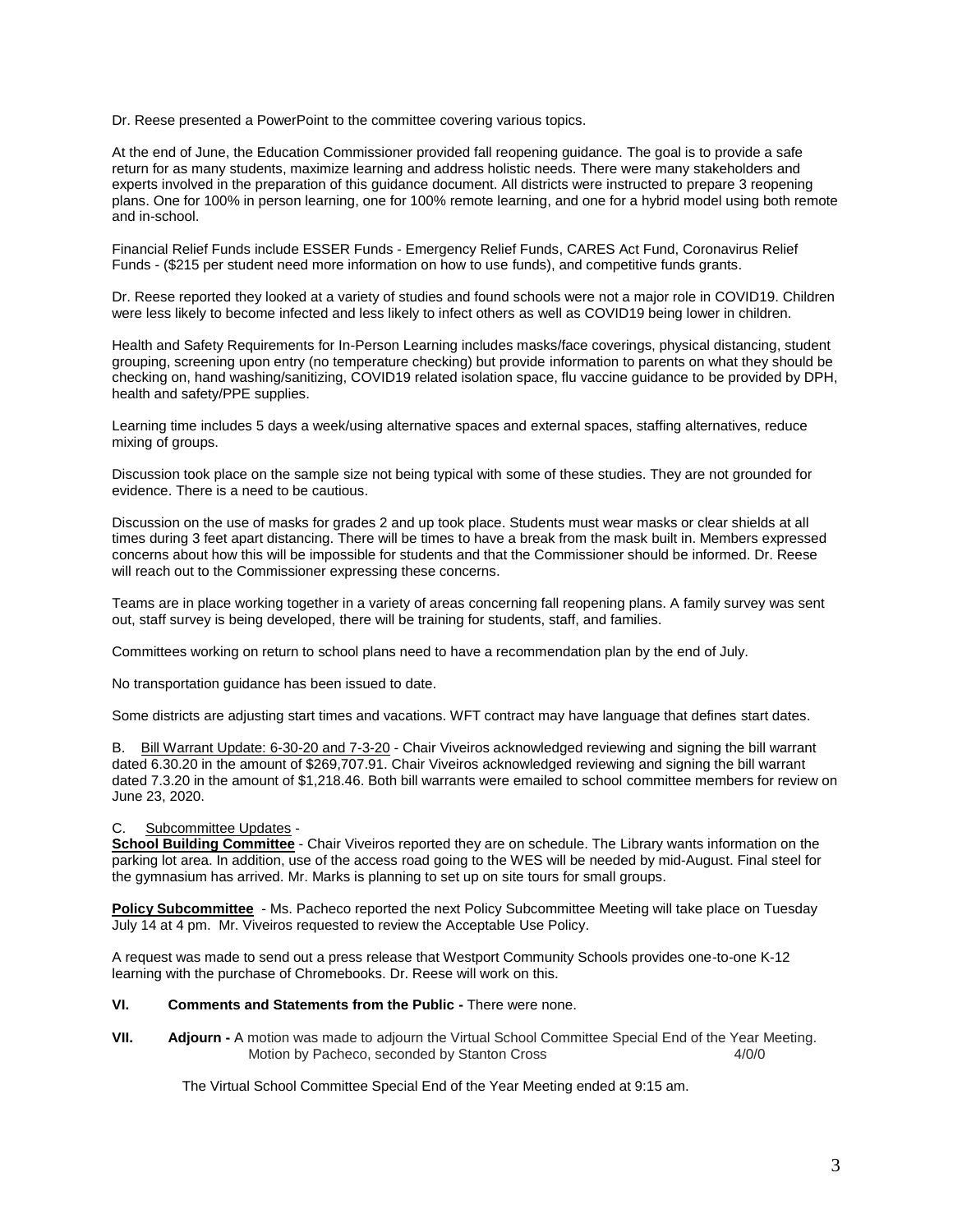Dr. Reese presented a PowerPoint to the committee covering various topics.

At the end of June, the Education Commissioner provided fall reopening guidance. The goal is to provide a safe return for as many students, maximize learning and address holistic needs. There were many stakeholders and experts involved in the preparation of this guidance document. All districts were instructed to prepare 3 reopening plans. One for 100% in person learning, one for 100% remote learning, and one for a hybrid model using both remote and in-school.

Financial Relief Funds include ESSER Funds - Emergency Relief Funds, CARES Act Fund, Coronavirus Relief Funds - ($215 per student need more information on how to use funds), and competitive funds grants.

Dr. Reese reported they looked at a variety of studies and found schools were not a major role in COVID19. Children were less likely to become infected and less likely to infect others as well as COVID19 being lower in children.

Health and Safety Requirements for In-Person Learning includes masks/face coverings, physical distancing, student grouping, screening upon entry (no temperature checking) but provide information to parents on what they should be checking on, hand washing/sanitizing, COVID19 related isolation space, flu vaccine guidance to be provided by DPH, health and safety/PPE supplies.

Learning time includes 5 days a week/using alternative spaces and external spaces, staffing alternatives, reduce mixing of groups.

Discussion took place on the sample size not being typical with some of these studies. They are not grounded for evidence. There is a need to be cautious.

Discussion on the use of masks for grades 2 and up took place. Students must wear masks or clear shields at all times during 3 feet apart distancing. There will be times to have a break from the mask built in. Members expressed concerns about how this will be impossible for students and that the Commissioner should be informed. Dr. Reese will reach out to the Commissioner expressing these concerns.

Teams are in place working together in a variety of areas concerning fall reopening plans. A family survey was sent out, staff survey is being developed, there will be training for students, staff, and families.

Committees working on return to school plans need to have a recommendation plan by the end of July.

No transportation guidance has been issued to date.

Some districts are adjusting start times and vacations. WFT contract may have language that defines start dates.

B. Bill Warrant Update: 6-30-20 and 7-3-20 - Chair Viveiros acknowledged reviewing and signing the bill warrant dated 6.30.20 in the amount of $269,707.91. Chair Viveiros acknowledged reviewing and signing the bill warrant dated 7.3.20 in the amount of $1,218.46. Both bill warrants were emailed to school committee members for review on June 23, 2020.

C. Subcommittee Updates -

**School Building Committee** - Chair Viveiros reported they are on schedule. The Library wants information on the parking lot area. In addition, use of the access road going to the WES will be needed by mid-August. Final steel for the gymnasium has arrived. Mr. Marks is planning to set up on site tours for small groups.

**Policy Subcommittee** - Ms. Pacheco reported the next Policy Subcommittee Meeting will take place on Tuesday July 14 at 4 pm. Mr. Viveiros requested to review the Acceptable Use Policy.

A request was made to send out a press release that Westport Community Schools provides one-to-one K-12 learning with the purchase of Chromebooks. Dr. Reese will work on this.

**VI. Comments and Statements from the Public -** There were none.

**VII. Adjourn -** A motion was made to adjourn the Virtual School Committee Special End of the Year Meeting.
Motion by Pacheco, seconded by Stanton Cross 4/0/0

The Virtual School Committee Special End of the Year Meeting ended at 9:15 am.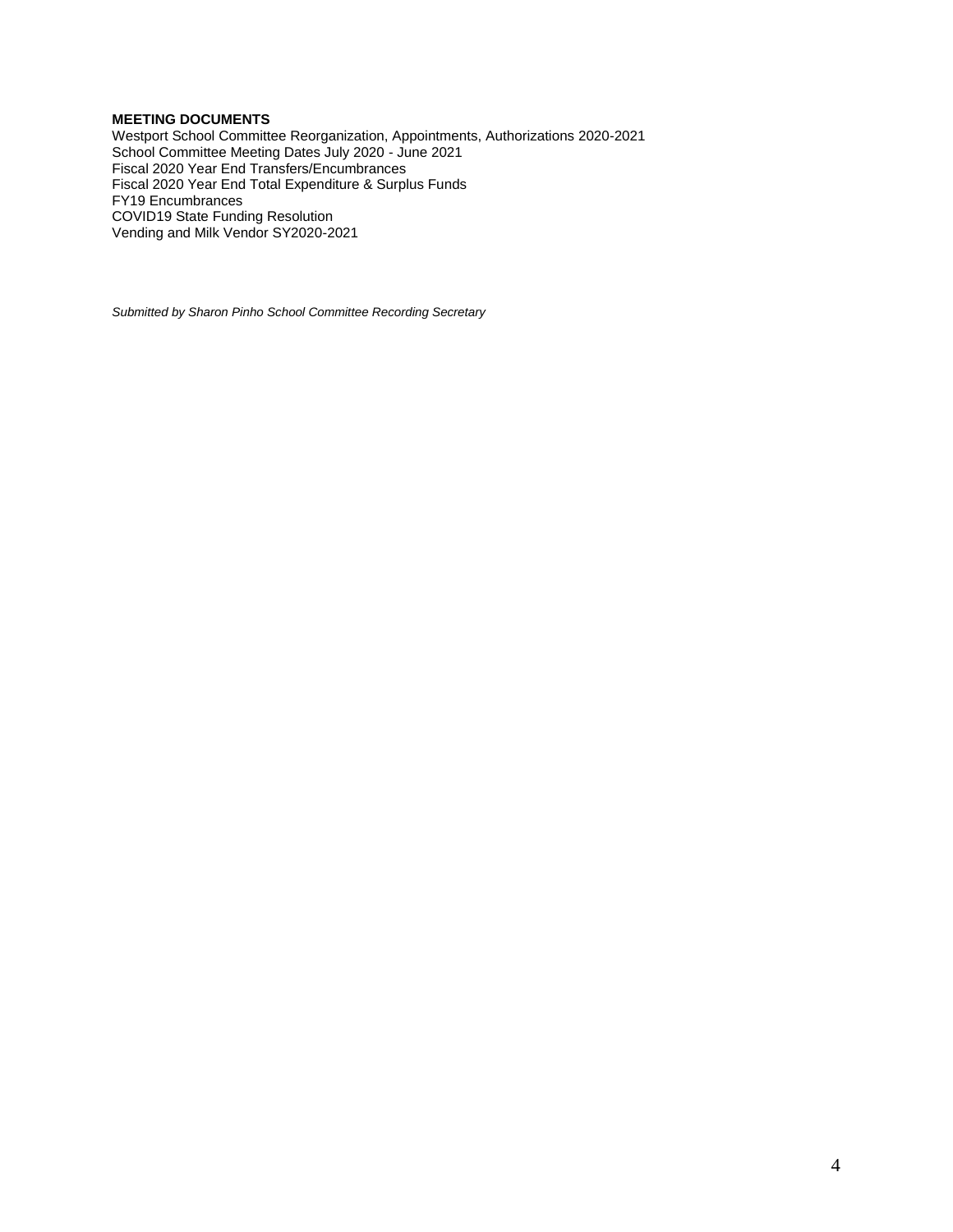**MEETING DOCUMENTS**

Westport School Committee Reorganization, Appointments, Authorizations 2020-2021
School Committee Meeting Dates July 2020 - June 2021
Fiscal 2020 Year End Transfers/Encumbrances
Fiscal 2020 Year End Total Expenditure & Surplus Funds
FY19 Encumbrances
COVID19 State Funding Resolution
Vending and Milk Vendor SY2020-2021

*Submitted by Sharon Pinho School Committee Recording Secretary*